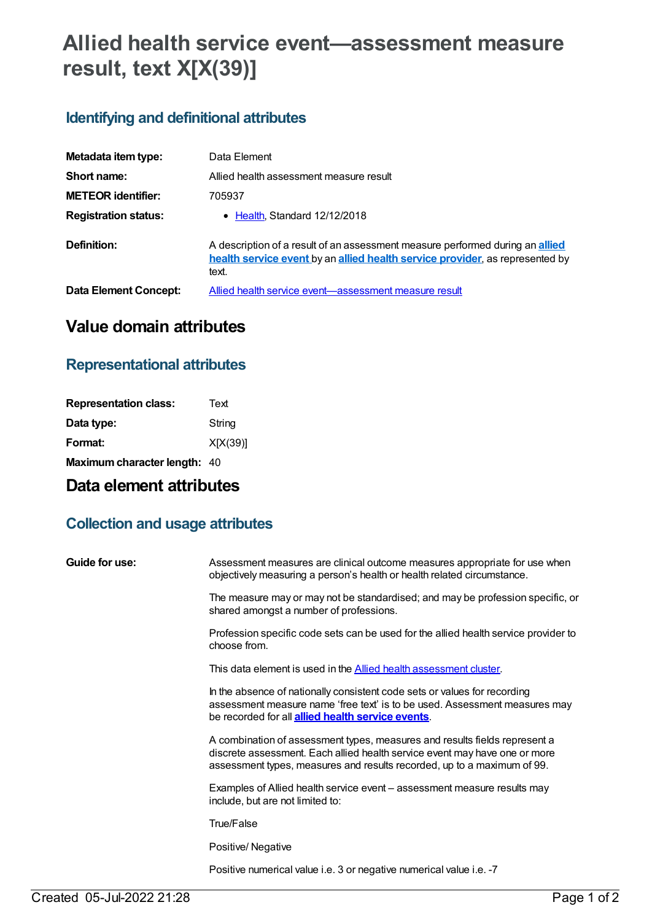# Allied health service event—assessment measure result, text X[X(39)]

## Identifying and definitional attributes

| | |
|---|---|
| **Metadata item type:** | Data Element |
| **Short name:** | Allied health assessment measure result |
| **METEOR identifier:** | 705937 |
| **Registration status:** | • Health, Standard 12/12/2018 |
| **Definition:** | A description of a result of an assessment measure performed during an **allied health service event** by an **allied health service provider**, as represented by text. |
| **Data Element Concept:** | Allied health service event—assessment measure result |

# Value domain attributes

## Representational attributes

| | |
|---|---|
| **Representation class:** | Text |
| **Data type:** | String |
| **Format:** | X[X(39)] |
| **Maximum character length:** | 40 |

# Data element attributes

## Collection and usage attributes

**Guide for use:**

Assessment measures are clinical outcome measures appropriate for use when objectively measuring a person's health or health related circumstance.

The measure may or may not be standardised; and may be profession specific, or shared amongst a number of professions.

Profession specific code sets can be used for the allied health service provider to choose from.

This data element is used in the Allied health assessment cluster.

In the absence of nationally consistent code sets or values for recording assessment measure name 'free text' is to be used. Assessment measures may be recorded for all **allied health service events**.

A combination of assessment types, measures and results fields represent a discrete assessment. Each allied health service event may have one or more assessment types, measures and results recorded, up to a maximum of 99.

Examples of Allied health service event – assessment measure results may include, but are not limited to:

True/False

Positive/ Negative

Positive numerical value i.e. 3 or negative numerical value i.e. -7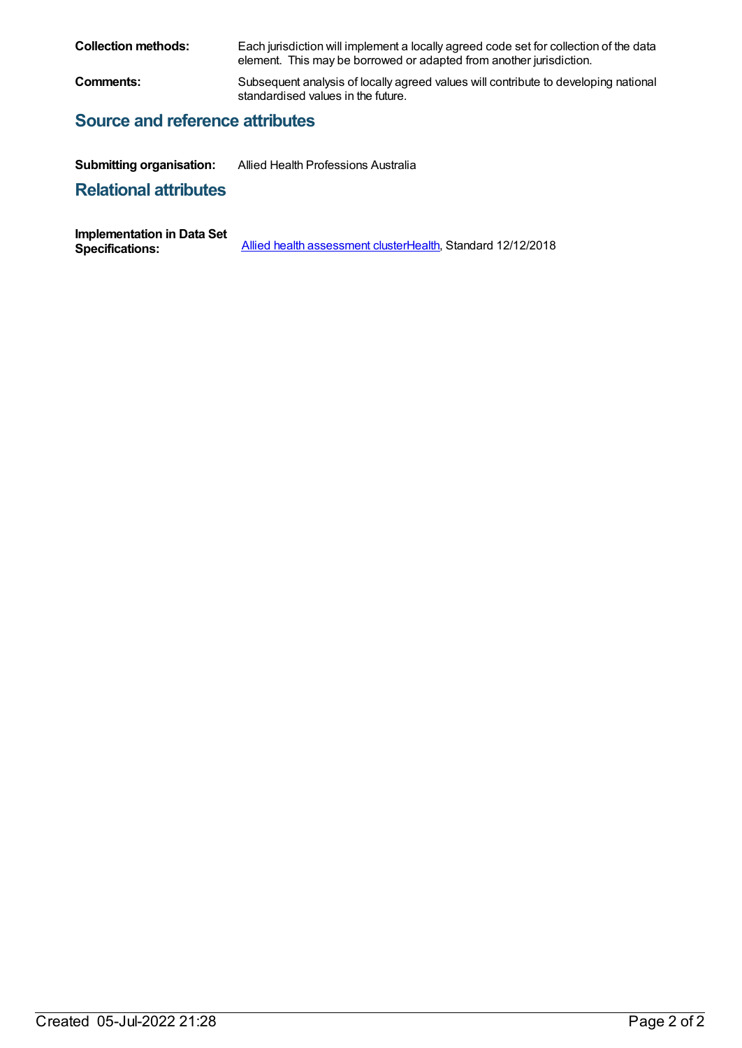**Collection methods:** Each jurisdiction will implement a locally agreed code set for collection of the data element. This may be borrowed or adapted from another jurisdiction.

**Comments:** Subsequent analysis of locally agreed values will contribute to developing national standardised values in the future.

## Source and reference attributes

**Submitting organisation:** Allied Health Professions Australia

## Relational attributes

**Implementation in Data Set Specifications:** Allied health assessment clusterHealth, Standard 12/12/2018